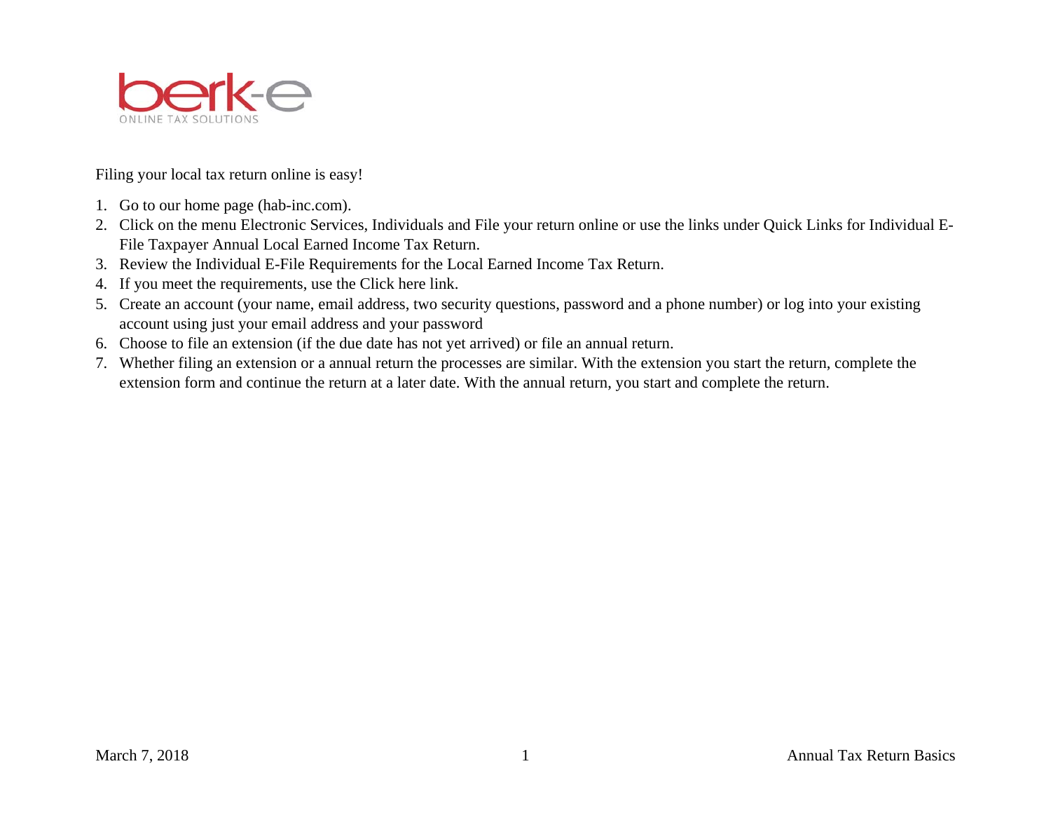berk-e
ONLINE TAX SOLUTIONS

Filing your local tax return online is easy!

1. Go to our home page (hab-inc.com).
2. Click on the menu Electronic Services, Individuals and File your return online or use the links under Quick Links for Individual E-File Taxpayer Annual Local Earned Income Tax Return.
3. Review the Individual E-File Requirements for the Local Earned Income Tax Return.
4. If you meet the requirements, use the Click here link.
5. Create an account (your name, email address, two security questions, password and a phone number) or log into your existing account using just your email address and your password
6. Choose to file an extension (if the due date has not yet arrived) or file an annual return.
7. Whether filing an extension or a annual return the processes are similar. With the extension you start the return, complete the extension form and continue the return at a later date. With the annual return, you start and complete the return.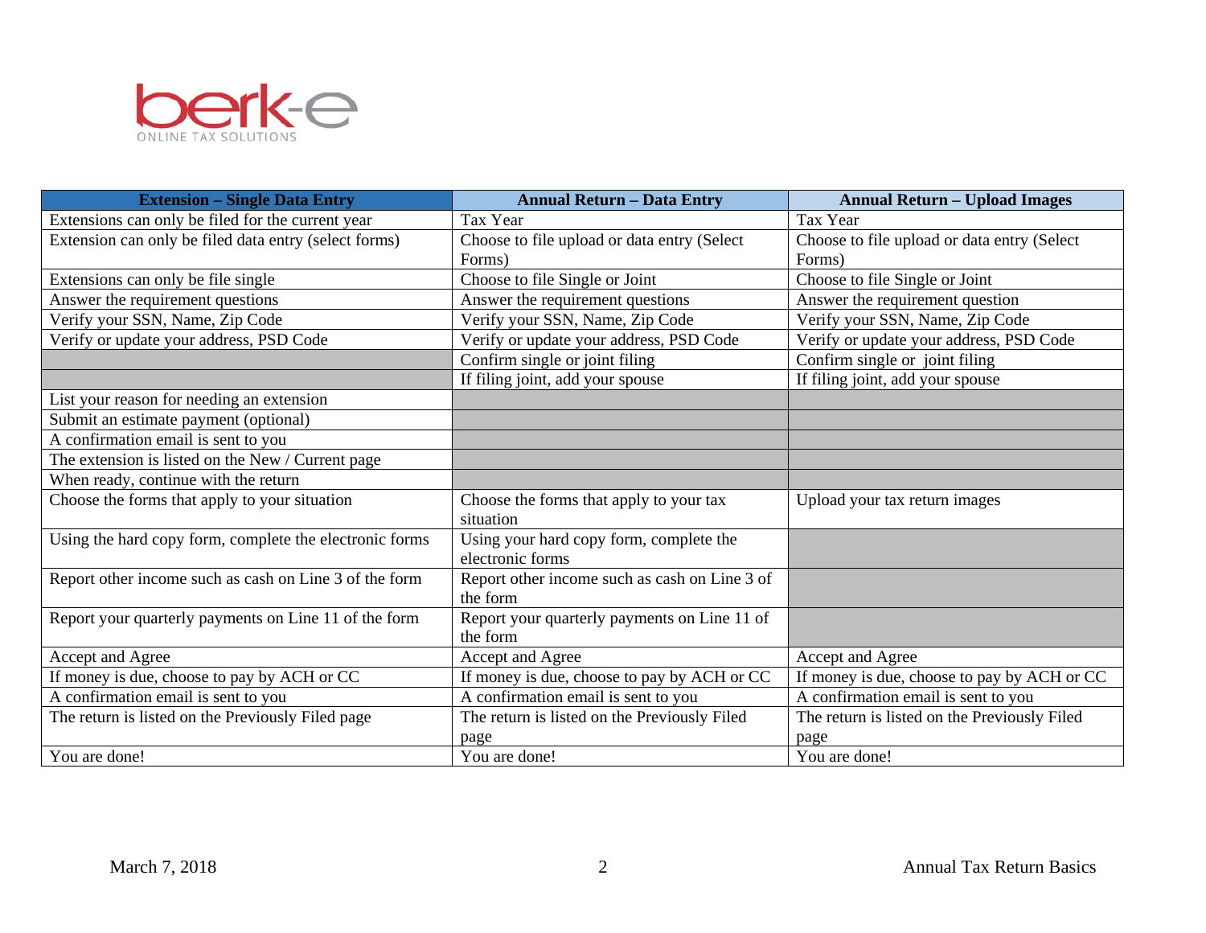berk-e
ONLINE TAX SOLUTIONS

| Extension – Single Data Entry | Annual Return – Data Entry | Annual Return – Upload Images |
|---|---|---|
| Extensions can only be filed for the current year | Tax Year | Tax Year |
| Extension can only be filed data entry (select forms) | Choose to file upload or data entry (Select Forms) | Choose to file upload or data entry (Select Forms) |
| Extensions can only be file single | Choose to file Single or Joint | Choose to file Single or Joint |
| Answer the requirement questions | Answer the requirement questions | Answer the requirement question |
| Verify your SSN, Name, Zip Code | Verify your SSN, Name, Zip Code | Verify your SSN, Name, Zip Code |
| Verify or update your address, PSD Code | Verify or update your address, PSD Code | Verify or update your address, PSD Code |
| | Confirm single or joint filing | Confirm single or joint filing |
| | If filing joint, add your spouse | If filing joint, add your spouse |
| List your reason for needing an extension | | |
| Submit an estimate payment (optional) | | |
| A confirmation email is sent to you | | |
| The extension is listed on the New / Current page | | |
| When ready, continue with the return | | |
| Choose the forms that apply to your situation | Choose the forms that apply to your tax situation | Upload your tax return images |
| Using the hard copy form, complete the electronic forms | Using your hard copy form, complete the electronic forms | |
| Report other income such as cash on Line 3 of the form | Report other income such as cash on Line 3 of the form | |
| Report your quarterly payments on Line 11 of the form | Report your quarterly payments on Line 11 of the form | |
| Accept and Agree | Accept and Agree | Accept and Agree |
| If money is due, choose to pay by ACH or CC | If money is due, choose to pay by ACH or CC | If money is due, choose to pay by ACH or CC |
| A confirmation email is sent to you | A confirmation email is sent to you | A confirmation email is sent to you |
| The return is listed on the Previously Filed page | The return is listed on the Previously Filed page | The return is listed on the Previously Filed page |
| You are done! | You are done! | You are done! |